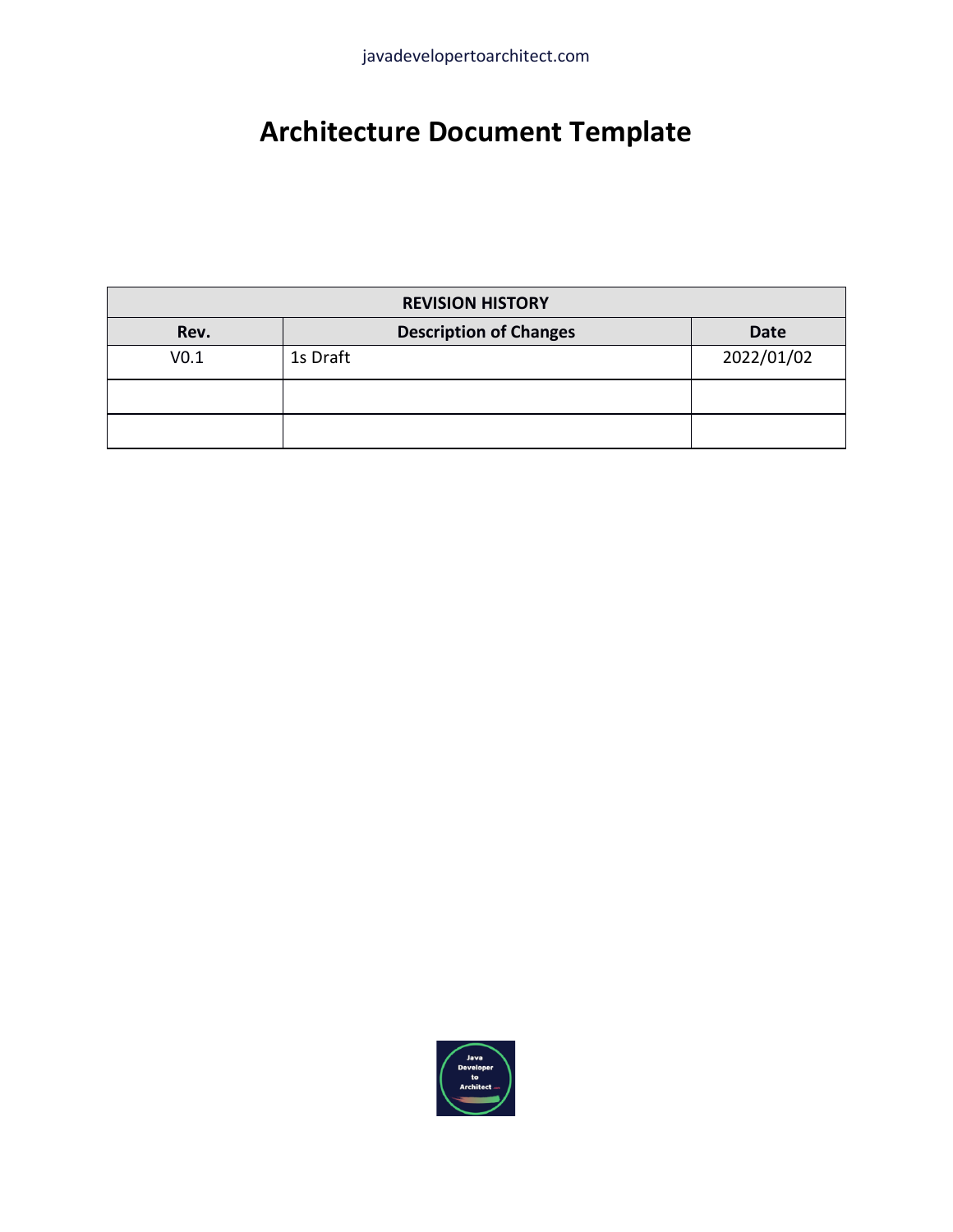javadevelopertoarchitect.com

# Architecture Document Template

| REVISION HISTORY | | |
|---|---|---|
| **Rev.** | **Description of Changes** | **Date** |
| V0.1 | 1s Draft | 2022/01/02 |
| | | |
| | | |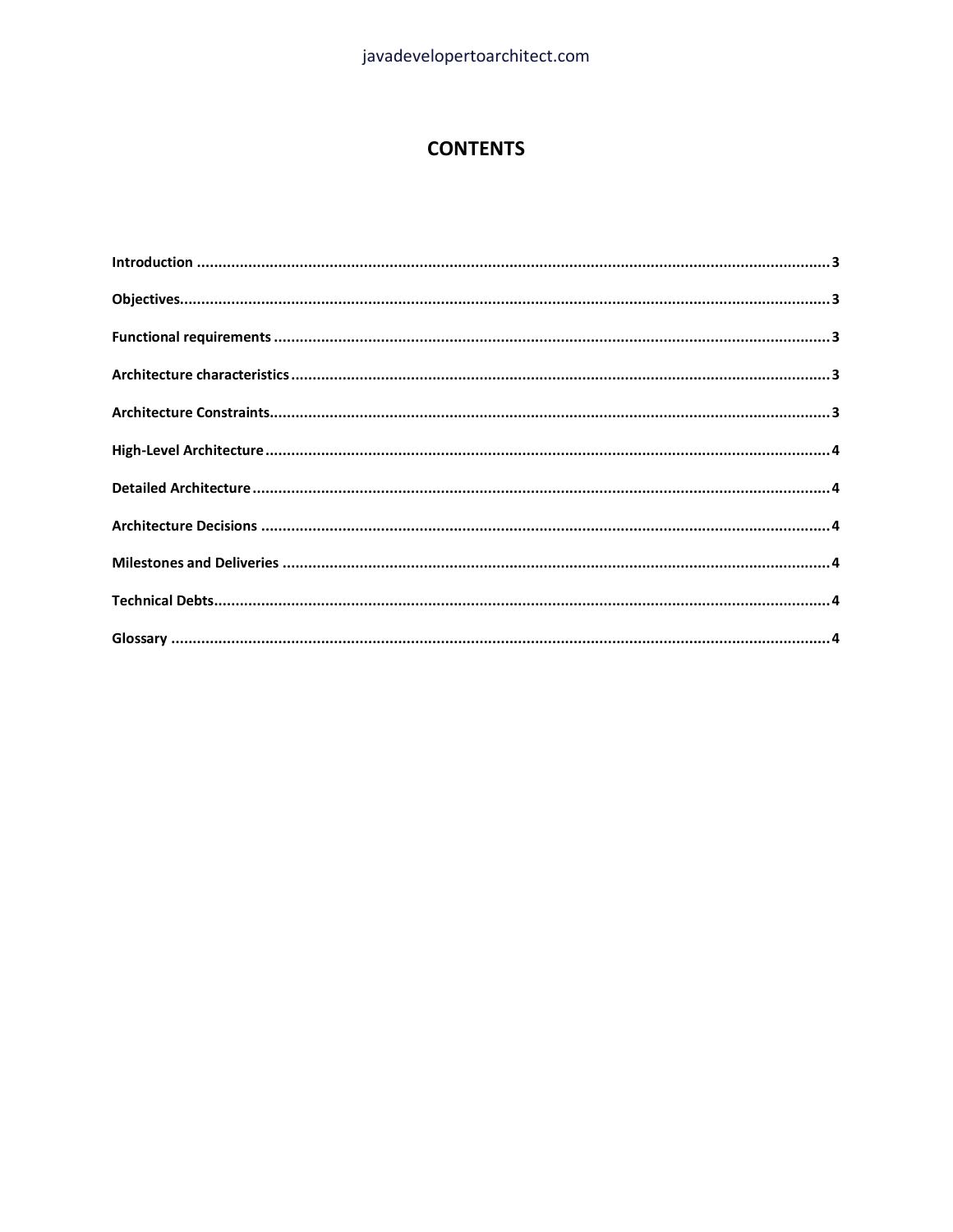# CONTENTS

**Introduction** .......................................................... 3

**Objectives** .......................................................... 3

**Functional requirements** .......................................................... 3

**Architecture characteristics** .......................................................... 3

**Architecture Constraints** .......................................................... 3

**High-Level Architecture** .......................................................... 4

**Detailed Architecture** .......................................................... 4

**Architecture Decisions** .......................................................... 4

**Milestones and Deliveries** .......................................................... 4

**Technical Debts** .......................................................... 4

**Glossary** .......................................................... 4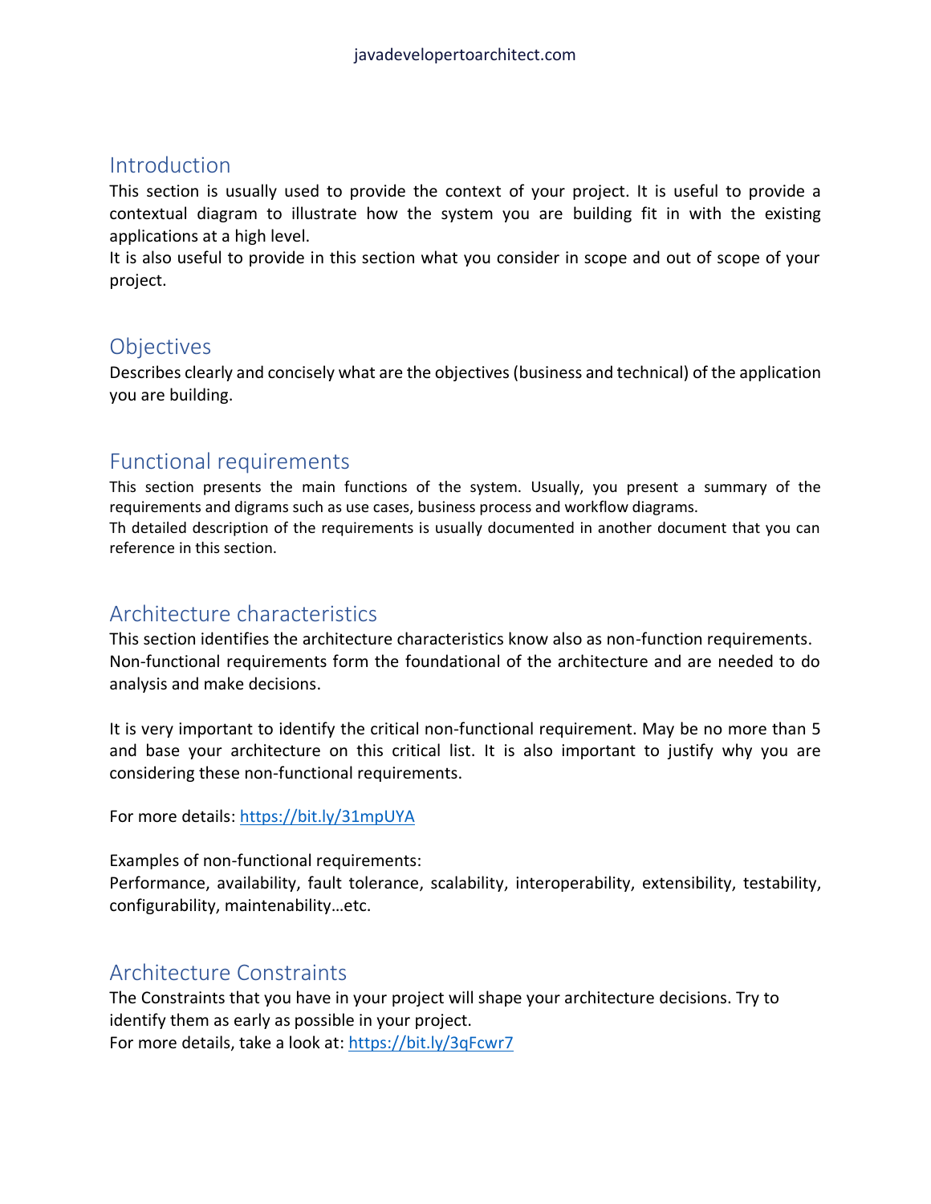## Introduction

This section is usually used to provide the context of your project. It is useful to provide a contextual diagram to illustrate how the system you are building fit in with the existing applications at a high level.
It is also useful to provide in this section what you consider in scope and out of scope of your project.

## Objectives

Describes clearly and concisely what are the objectives (business and technical) of the application you are building.

## Functional requirements

This section presents the main functions of the system. Usually, you present a summary of the requirements and digrams such as use cases, business process and workflow diagrams.
Th detailed description of the requirements is usually documented in another document that you can reference in this section.

## Architecture characteristics

This section identifies the architecture characteristics know also as non-function requirements.
Non-functional requirements form the foundational of the architecture and are needed to do analysis and make decisions.

It is very important to identify the critical non-functional requirement. May be no more than 5 and base your architecture on this critical list. It is also important to justify why you are considering these non-functional requirements.

For more details: https://bit.ly/31mpUYA

Examples of non-functional requirements:
Performance, availability, fault tolerance, scalability, interoperability, extensibility, testability, configurability, maintenability…etc.

## Architecture Constraints

The Constraints that you have in your project will shape your architecture decisions. Try to identify them as early as possible in your project.
For more details, take a look at: https://bit.ly/3qFcwr7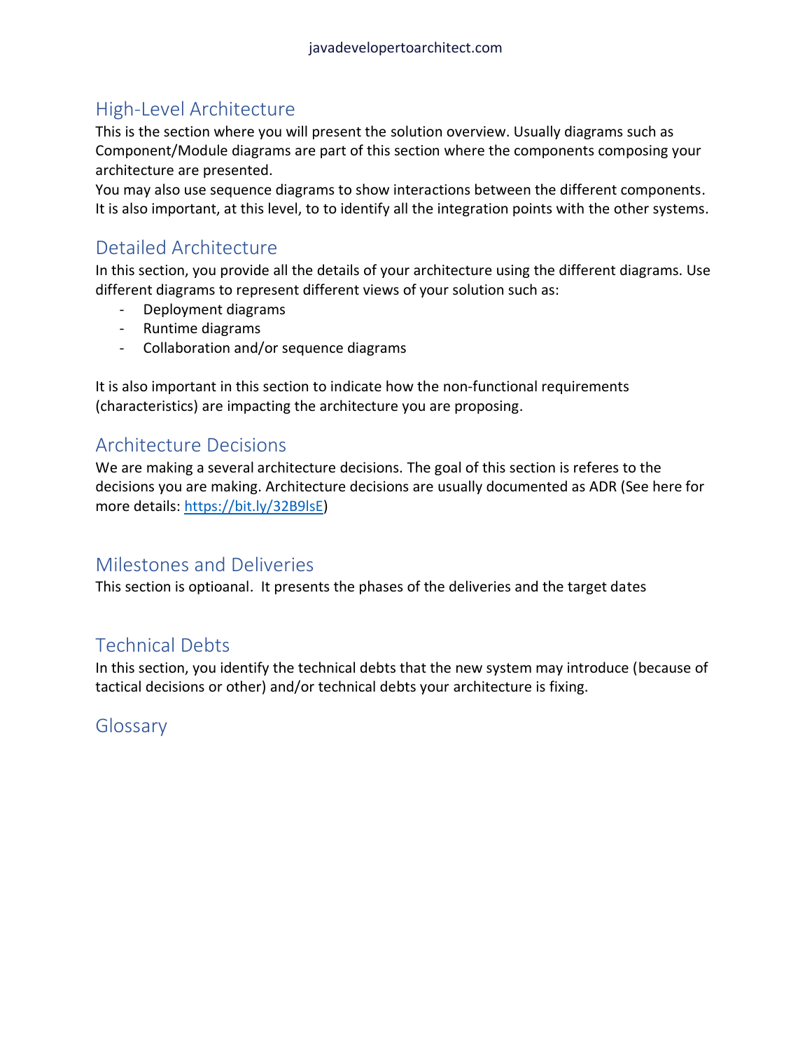## High-Level Architecture

This is the section where you will present the solution overview. Usually diagrams such as Component/Module diagrams are part of this section where the components composing your architecture are presented.
You may also use sequence diagrams to show interactions between the different components.
It is also important, at this level, to to identify all the integration points with the other systems.

## Detailed Architecture

In this section, you provide all the details of your architecture using the different diagrams. Use different diagrams to represent different views of your solution such as:

- Deployment diagrams
- Runtime diagrams
- Collaboration and/or sequence diagrams

It is also important in this section to indicate how the non-functional requirements (characteristics) are impacting the architecture you are proposing.

## Architecture Decisions

We are making a several architecture decisions. The goal of this section is referes to the decisions you are making. Architecture decisions are usually documented as ADR (See here for more details: [https://bit.ly/32B9lsE](https://bit.ly/32B9lsE))

## Milestones and Deliveries

This section is optioanal. It presents the phases of the deliveries and the target dates

## Technical Debts

In this section, you identify the technical debts that the new system may introduce (because of tactical decisions or other) and/or technical debts your architecture is fixing.

## Glossary